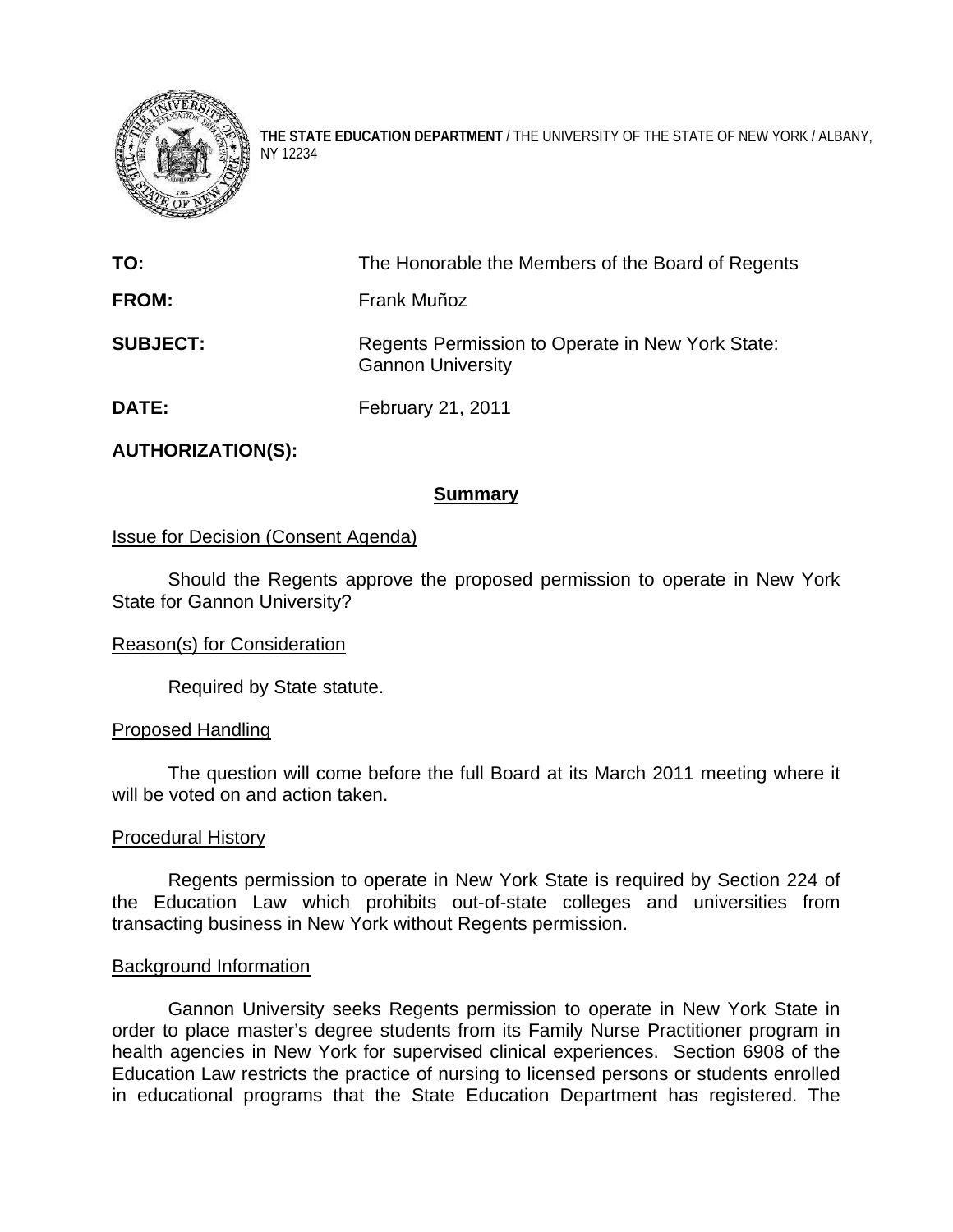**THE STATE EDUCATION DEPARTMENT** / THE UNIVERSITY OF THE STATE OF NEW YORK / ALBANY, NY 12234

**TO:** The Honorable the Members of the Board of Regents

**FROM:** Frank Muñoz

**SUBJECT:** Regents Permission to Operate in New York State: Gannon University

**DATE:** February 21, 2011

**AUTHORIZATION(S):**

## Summary

Issue for Decision (Consent Agenda)

Should the Regents approve the proposed permission to operate in New York State for Gannon University?

Reason(s) for Consideration

Required by State statute.

Proposed Handling

The question will come before the full Board at its March 2011 meeting where it will be voted on and action taken.

Procedural History

Regents permission to operate in New York State is required by Section 224 of the Education Law which prohibits out-of-state colleges and universities from transacting business in New York without Regents permission.

Background Information

Gannon University seeks Regents permission to operate in New York State in order to place master's degree students from its Family Nurse Practitioner program in health agencies in New York for supervised clinical experiences. Section 6908 of the Education Law restricts the practice of nursing to licensed persons or students enrolled in educational programs that the State Education Department has registered. The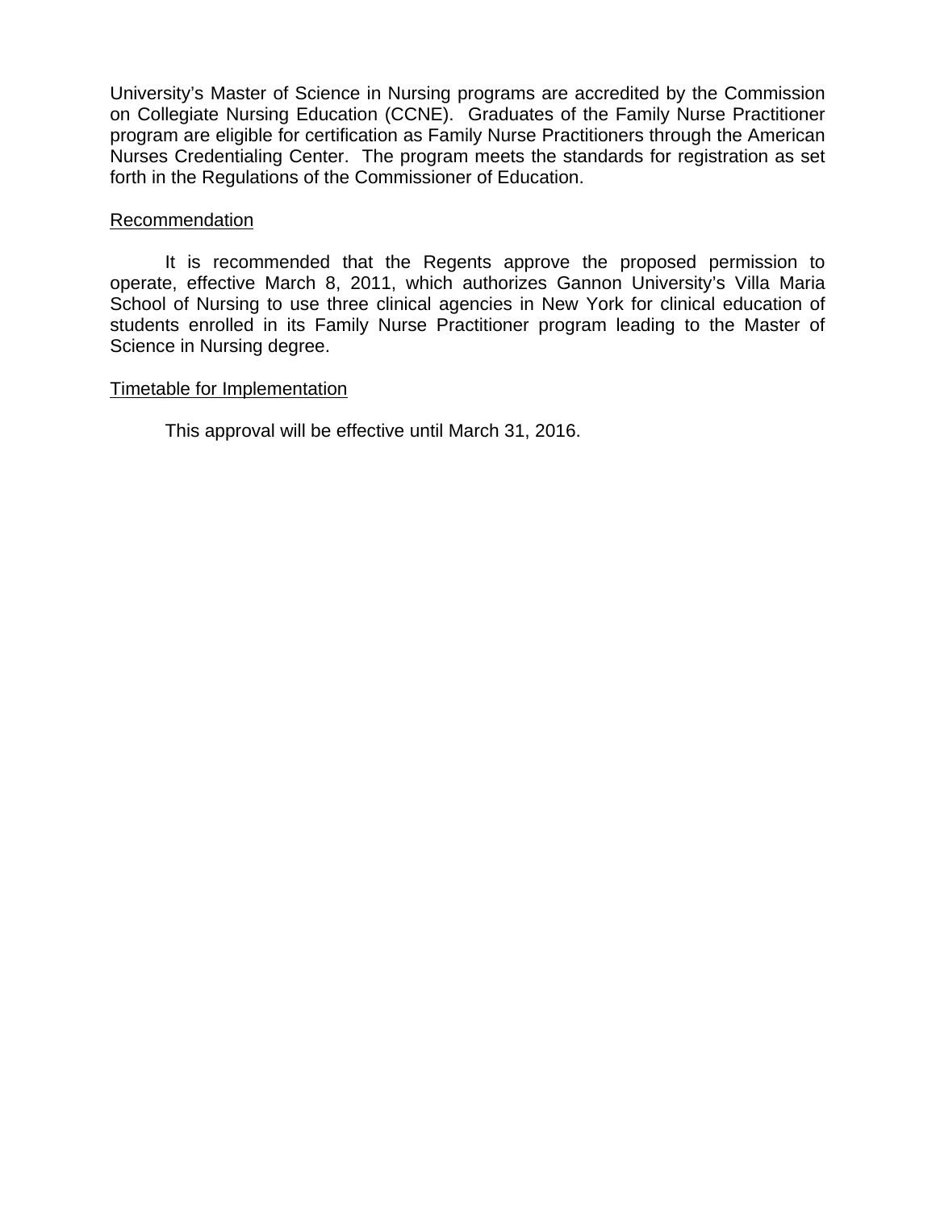University's Master of Science in Nursing programs are accredited by the Commission on Collegiate Nursing Education (CCNE). Graduates of the Family Nurse Practitioner program are eligible for certification as Family Nurse Practitioners through the American Nurses Credentialing Center. The program meets the standards for registration as set forth in the Regulations of the Commissioner of Education.

Recommendation

It is recommended that the Regents approve the proposed permission to operate, effective March 8, 2011, which authorizes Gannon University's Villa Maria School of Nursing to use three clinical agencies in New York for clinical education of students enrolled in its Family Nurse Practitioner program leading to the Master of Science in Nursing degree.

Timetable for Implementation

This approval will be effective until March 31, 2016.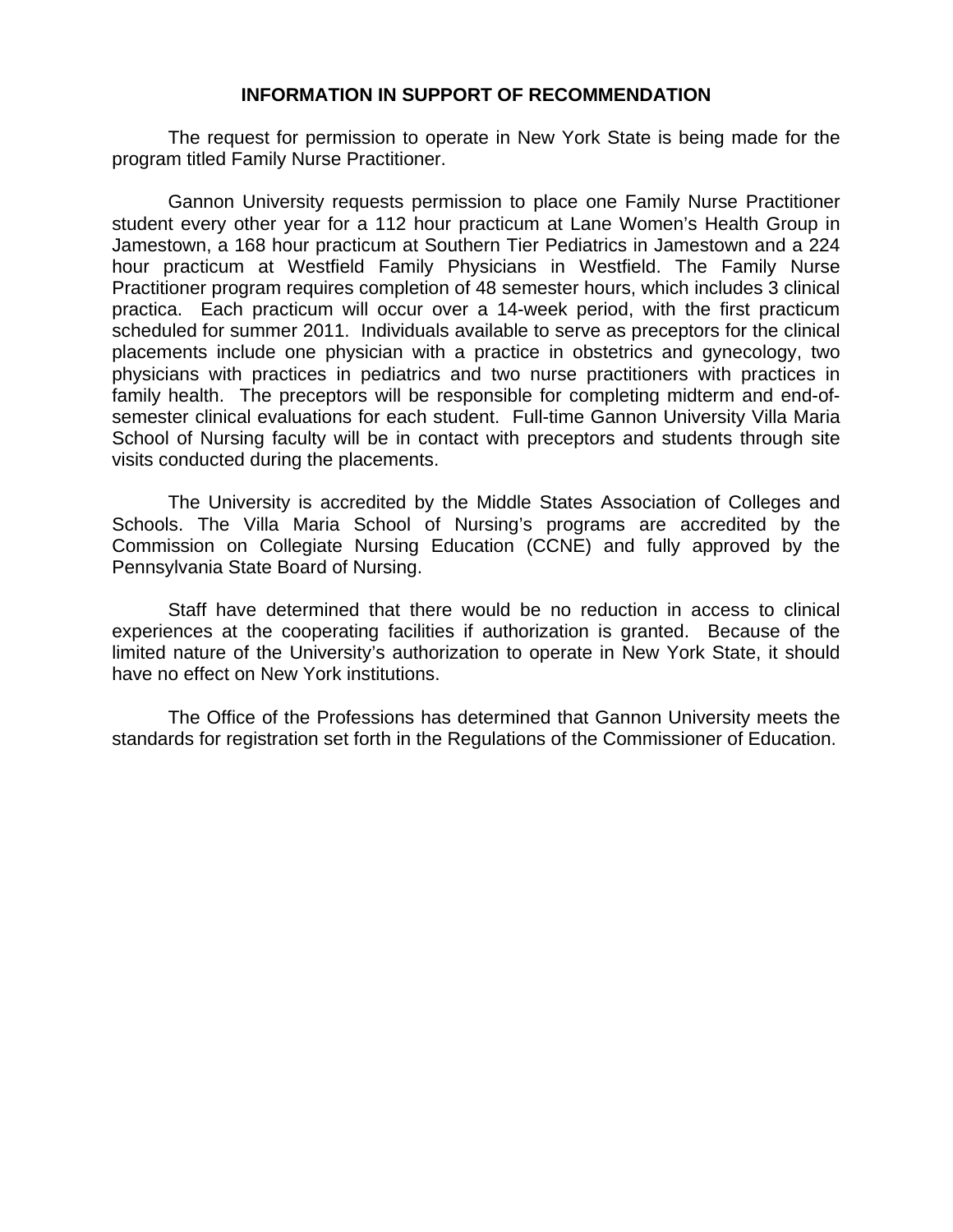**INFORMATION IN SUPPORT OF RECOMMENDATION**

The request for permission to operate in New York State is being made for the program titled Family Nurse Practitioner.

Gannon University requests permission to place one Family Nurse Practitioner student every other year for a 112 hour practicum at Lane Women's Health Group in Jamestown, a 168 hour practicum at Southern Tier Pediatrics in Jamestown and a 224 hour practicum at Westfield Family Physicians in Westfield. The Family Nurse Practitioner program requires completion of 48 semester hours, which includes 3 clinical practica. Each practicum will occur over a 14-week period, with the first practicum scheduled for summer 2011. Individuals available to serve as preceptors for the clinical placements include one physician with a practice in obstetrics and gynecology, two physicians with practices in pediatrics and two nurse practitioners with practices in family health. The preceptors will be responsible for completing midterm and end-of-semester clinical evaluations for each student. Full-time Gannon University Villa Maria School of Nursing faculty will be in contact with preceptors and students through site visits conducted during the placements.

The University is accredited by the Middle States Association of Colleges and Schools. The Villa Maria School of Nursing's programs are accredited by the Commission on Collegiate Nursing Education (CCNE) and fully approved by the Pennsylvania State Board of Nursing.

Staff have determined that there would be no reduction in access to clinical experiences at the cooperating facilities if authorization is granted. Because of the limited nature of the University's authorization to operate in New York State, it should have no effect on New York institutions.

The Office of the Professions has determined that Gannon University meets the standards for registration set forth in the Regulations of the Commissioner of Education.